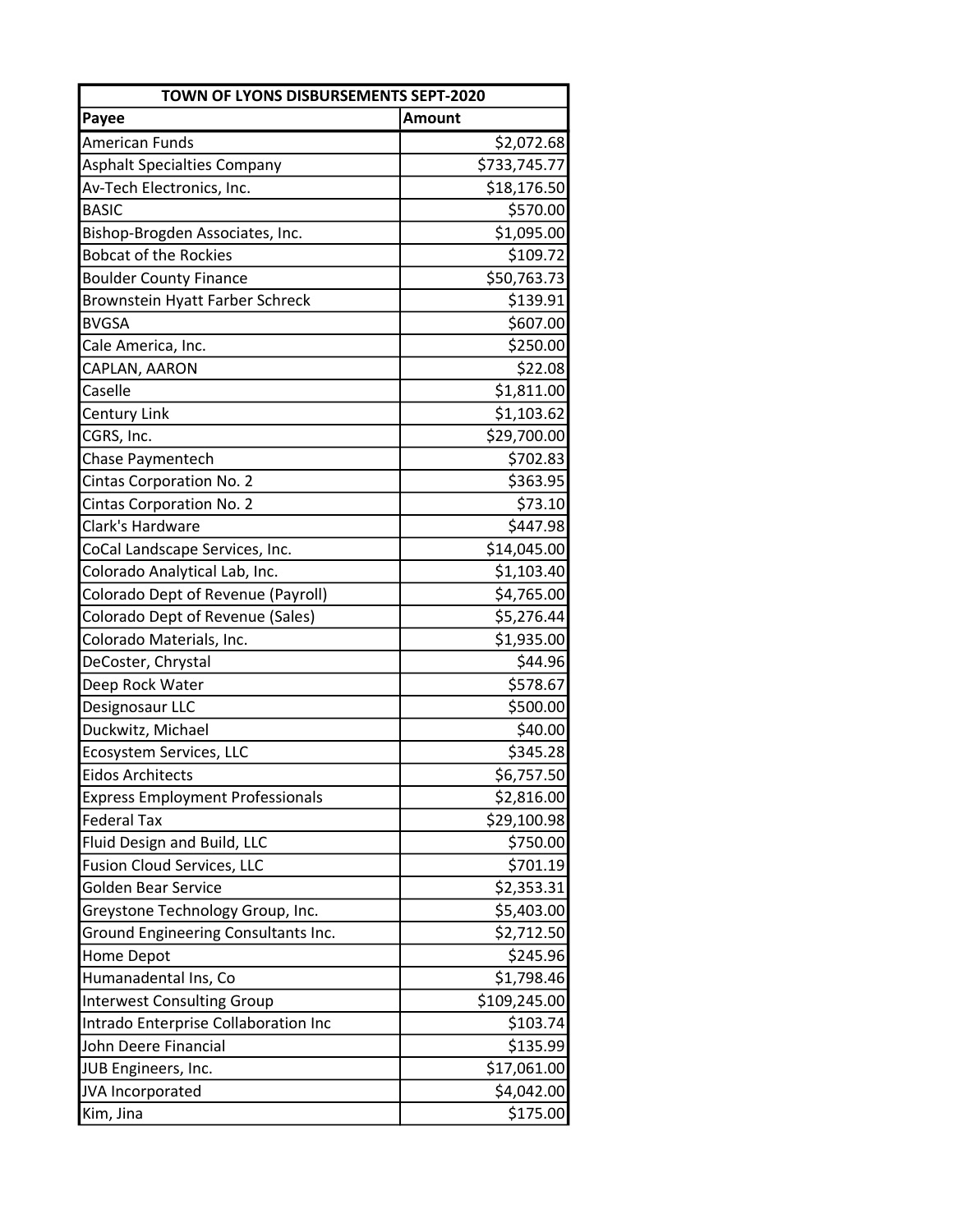| TOWN OF LYONS DISBURSEMENTS SEPT-2020 | |
|---|---|
| **Payee** | **Amount** |
| American Funds | $2,072.68 |
| Asphalt Specialties Company | $733,745.77 |
| Av-Tech Electronics, Inc. | $18,176.50 |
| BASIC | $570.00 |
| Bishop-Brogden Associates, Inc. | $1,095.00 |
| Bobcat of the Rockies | $109.72 |
| Boulder County Finance | $50,763.73 |
| Brownstein Hyatt Farber Schreck | $139.91 |
| BVGSA | $607.00 |
| Cale America, Inc. | $250.00 |
| CAPLAN, AARON | $22.08 |
| Caselle | $1,811.00 |
| Century Link | $1,103.62 |
| CGRS, Inc. | $29,700.00 |
| Chase Paymentech | $702.83 |
| Cintas Corporation No. 2 | $363.95 |
| Cintas Corporation No. 2 | $73.10 |
| Clark's Hardware | $447.98 |
| CoCal Landscape Services, Inc. | $14,045.00 |
| Colorado Analytical Lab, Inc. | $1,103.40 |
| Colorado Dept of Revenue (Payroll) | $4,765.00 |
| Colorado Dept of Revenue (Sales) | $5,276.44 |
| Colorado Materials, Inc. | $1,935.00 |
| DeCoster, Chrystal | $44.96 |
| Deep Rock Water | $578.67 |
| Designosaur LLC | $500.00 |
| Duckwitz, Michael | $40.00 |
| Ecosystem Services, LLC | $345.28 |
| Eidos Architects | $6,757.50 |
| Express Employment Professionals | $2,816.00 |
| Federal Tax | $29,100.98 |
| Fluid Design and Build, LLC | $750.00 |
| Fusion Cloud Services, LLC | $701.19 |
| Golden Bear Service | $2,353.31 |
| Greystone Technology Group, Inc. | $5,403.00 |
| Ground Engineering Consultants Inc. | $2,712.50 |
| Home Depot | $245.96 |
| Humanadental Ins, Co | $1,798.46 |
| Interwest Consulting Group | $109,245.00 |
| Intrado Enterprise Collaboration Inc | $103.74 |
| John Deere Financial | $135.99 |
| JUB Engineers, Inc. | $17,061.00 |
| JVA Incorporated | $4,042.00 |
| Kim, Jina | $175.00 |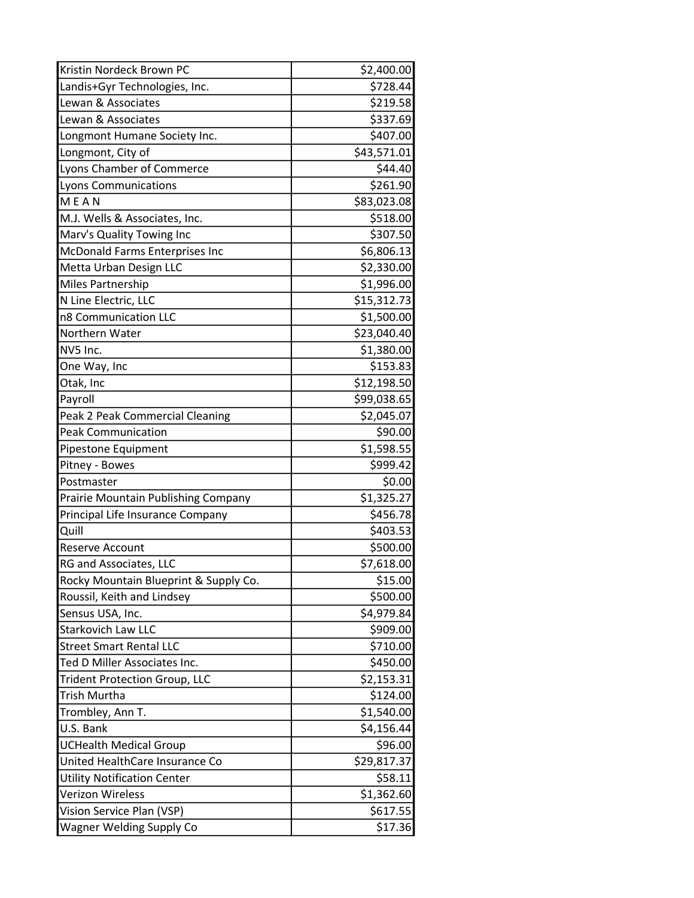| | |
|---|---|
| Kristin Nordeck Brown PC | $2,400.00 |
| Landis+Gyr Technologies, Inc. | $728.44 |
| Lewan & Associates | $219.58 |
| Lewan & Associates | $337.69 |
| Longmont Humane Society Inc. | $407.00 |
| Longmont, City of | $43,571.01 |
| Lyons Chamber of Commerce | $44.40 |
| Lyons Communications | $261.90 |
| M E A N | $83,023.08 |
| M.J. Wells & Associates, Inc. | $518.00 |
| Marv's Quality Towing Inc | $307.50 |
| McDonald Farms Enterprises Inc | $6,806.13 |
| Metta Urban Design LLC | $2,330.00 |
| Miles Partnership | $1,996.00 |
| N Line Electric, LLC | $15,312.73 |
| n8 Communication LLC | $1,500.00 |
| Northern Water | $23,040.40 |
| NV5 Inc. | $1,380.00 |
| One Way, Inc | $153.83 |
| Otak, Inc | $12,198.50 |
| Payroll | $99,038.65 |
| Peak 2 Peak Commercial Cleaning | $2,045.07 |
| Peak Communication | $90.00 |
| Pipestone Equipment | $1,598.55 |
| Pitney - Bowes | $999.42 |
| Postmaster | $0.00 |
| Prairie Mountain Publishing Company | $1,325.27 |
| Principal Life Insurance Company | $456.78 |
| Quill | $403.53 |
| Reserve Account | $500.00 |
| RG and Associates, LLC | $7,618.00 |
| Rocky Mountain Blueprint & Supply Co. | $15.00 |
| Roussil, Keith and Lindsey | $500.00 |
| Sensus USA, Inc. | $4,979.84 |
| Starkovich Law LLC | $909.00 |
| Street Smart Rental LLC | $710.00 |
| Ted D Miller Associates Inc. | $450.00 |
| Trident Protection Group, LLC | $2,153.31 |
| Trish Murtha | $124.00 |
| Trombley, Ann T. | $1,540.00 |
| U.S. Bank | $4,156.44 |
| UCHealth Medical Group | $96.00 |
| United HealthCare Insurance Co | $29,817.37 |
| Utility Notification Center | $58.11 |
| Verizon Wireless | $1,362.60 |
| Vision Service Plan (VSP) | $617.55 |
| Wagner Welding Supply Co | $17.36 |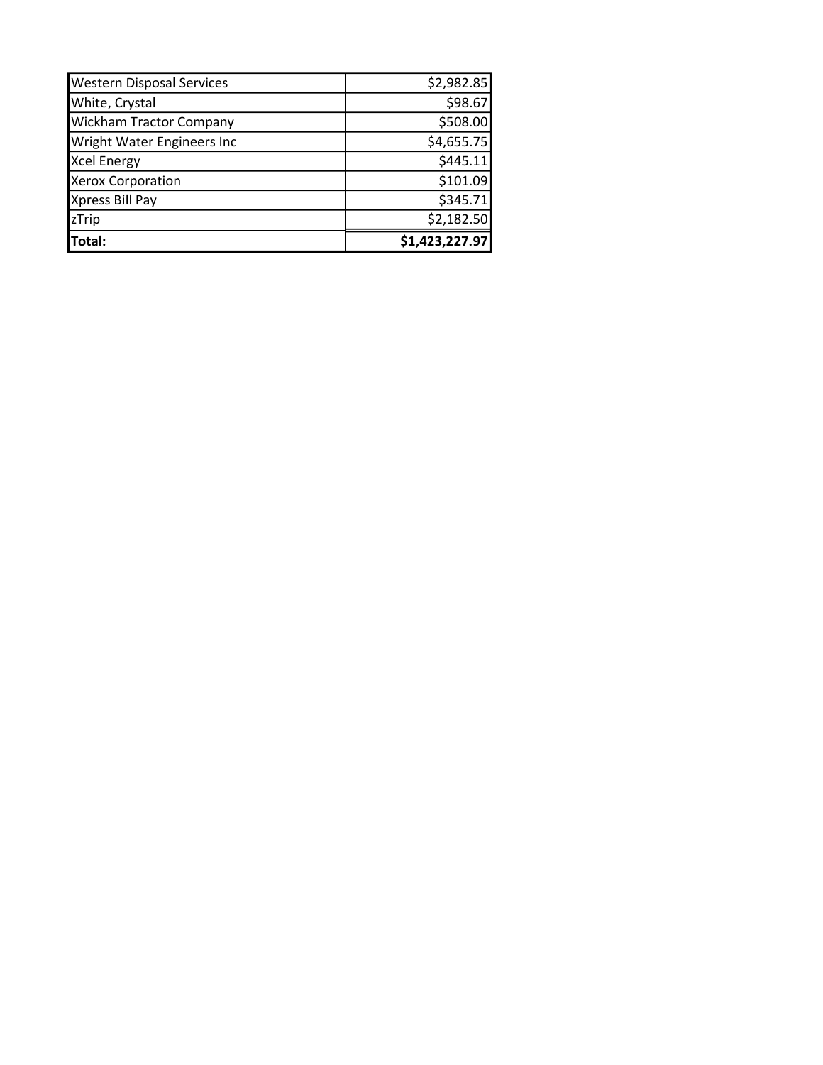| | |
|---|---|
| Western Disposal Services | $2,982.85 |
| White, Crystal | $98.67 |
| Wickham Tractor Company | $508.00 |
| Wright Water Engineers Inc | $4,655.75 |
| Xcel Energy | $445.11 |
| Xerox Corporation | $101.09 |
| Xpress Bill Pay | $345.71 |
| zTrip | $2,182.50 |
| **Total:** | **$1,423,227.97** |